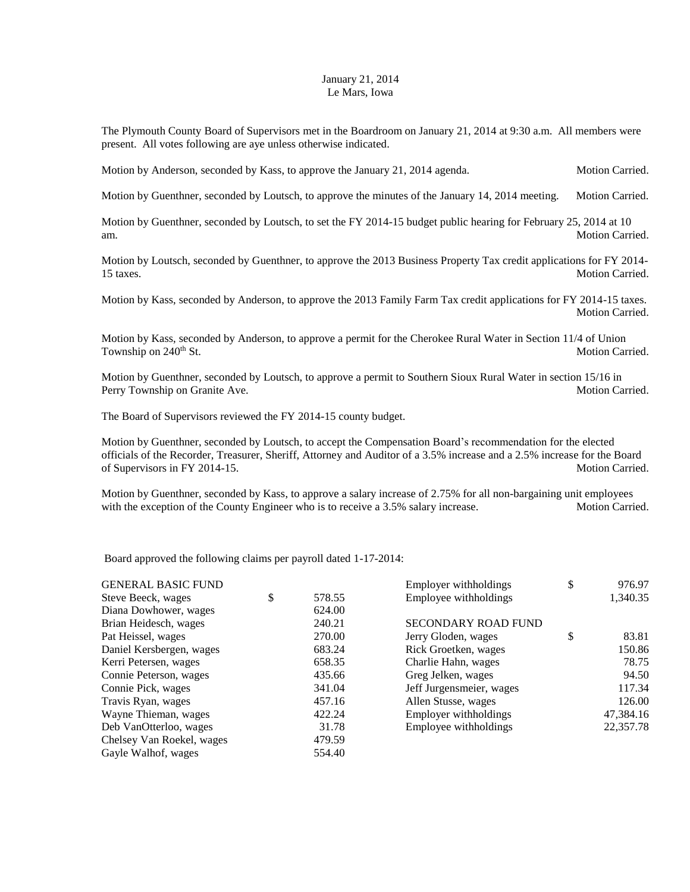January 21, 2014
Le Mars, Iowa

The Plymouth County Board of Supervisors met in the Boardroom on January 21, 2014 at 9:30 a.m. All members were present. All votes following are aye unless otherwise indicated.

Motion by Anderson, seconded by Kass, to approve the January 21, 2014 agenda. Motion Carried.

Motion by Guenthner, seconded by Loutsch, to approve the minutes of the January 14, 2014 meeting. Motion Carried.

Motion by Guenthner, seconded by Loutsch, to set the FY 2014-15 budget public hearing for February 25, 2014 at 10 am. Motion Carried.

Motion by Loutsch, seconded by Guenthner, to approve the 2013 Business Property Tax credit applications for FY 2014-15 taxes. Motion Carried.

Motion by Kass, seconded by Anderson, to approve the 2013 Family Farm Tax credit applications for FY 2014-15 taxes. Motion Carried.

Motion by Kass, seconded by Anderson, to approve a permit for the Cherokee Rural Water in Section 11/4 of Union Township on 240th St. Motion Carried.

Motion by Guenthner, seconded by Loutsch, to approve a permit to Southern Sioux Rural Water in section 15/16 in Perry Township on Granite Ave. Motion Carried.

The Board of Supervisors reviewed the FY 2014-15 county budget.

Motion by Guenthner, seconded by Loutsch, to accept the Compensation Board's recommendation for the elected officials of the Recorder, Treasurer, Sheriff, Attorney and Auditor of a 3.5% increase and a 2.5% increase for the Board of Supervisors in FY 2014-15. Motion Carried.

Motion by Guenthner, seconded by Kass, to approve a salary increase of 2.75% for all non-bargaining unit employees with the exception of the County Engineer who is to receive a 3.5% salary increase. Motion Carried.

Board approved the following claims per payroll dated 1-17-2014:

| GENERAL BASIC FUND | |
|---|---|
| Steve Beeck, wages | $ 578.55 |
| Diana Dowhower, wages | 624.00 |
| Brian Heidesch, wages | 240.21 |
| Pat Heissel, wages | 270.00 |
| Daniel Kersbergen, wages | 683.24 |
| Kerri Petersen, wages | 658.35 |
| Connie Peterson, wages | 435.66 |
| Connie Pick, wages | 341.04 |
| Travis Ryan, wages | 457.16 |
| Wayne Thieman, wages | 422.24 |
| Deb VanOtterloo, wages | 31.78 |
| Chelsey Van Roekel, wages | 479.59 |
| Gayle Walhof, wages | 554.40 |
| Employer withholdings | $ 976.97 |
| Employee withholdings | 1,340.35 |

| SECONDARY ROAD FUND | |
|---|---|
| Jerry Gloden, wages | $ 83.81 |
| Rick Groetken, wages | 150.86 |
| Charlie Hahn, wages | 78.75 |
| Greg Jelken, wages | 94.50 |
| Jeff Jurgensmeier, wages | 117.34 |
| Allen Stusse, wages | 126.00 |
| Employer withholdings | 47,384.16 |
| Employee withholdings | 22,357.78 |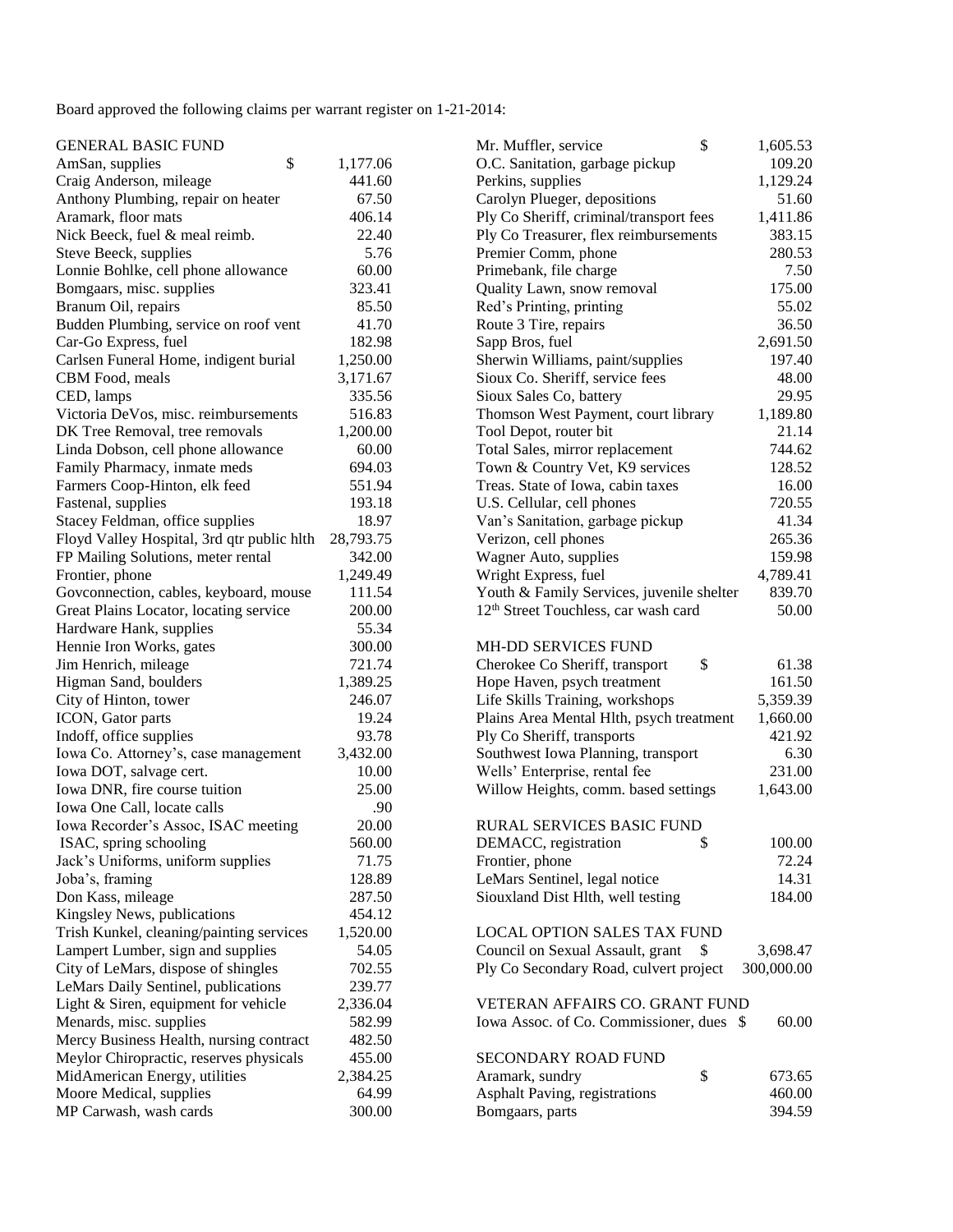Board approved the following claims per warrant register on 1-21-2014:

| GENERAL BASIC FUND | |
|---|---|
| AmSan, supplies | $ 1,177.06 |
| Craig Anderson, mileage | 441.60 |
| Anthony Plumbing, repair on heater | 67.50 |
| Aramark, floor mats | 406.14 |
| Nick Beeck, fuel & meal reimb. | 22.40 |
| Steve Beeck, supplies | 5.76 |
| Lonnie Bohlke, cell phone allowance | 60.00 |
| Bomgaars, misc. supplies | 323.41 |
| Branum Oil, repairs | 85.50 |
| Budden Plumbing, service on roof vent | 41.70 |
| Car-Go Express, fuel | 182.98 |
| Carlsen Funeral Home, indigent burial | 1,250.00 |
| CBM Food, meals | 3,171.67 |
| CED, lamps | 335.56 |
| Victoria DeVos, misc. reimbursements | 516.83 |
| DK Tree Removal, tree removals | 1,200.00 |
| Linda Dobson, cell phone allowance | 60.00 |
| Family Pharmacy, inmate meds | 694.03 |
| Farmers Coop-Hinton, elk feed | 551.94 |
| Fastenal, supplies | 193.18 |
| Stacey Feldman, office supplies | 18.97 |
| Floyd Valley Hospital, 3rd qtr public hlth | 28,793.75 |
| FP Mailing Solutions, meter rental | 342.00 |
| Frontier, phone | 1,249.49 |
| Govconnection, cables, keyboard, mouse | 111.54 |
| Great Plains Locator, locating service | 200.00 |
| Hardware Hank, supplies | 55.34 |
| Hennie Iron Works, gates | 300.00 |
| Jim Henrich, mileage | 721.74 |
| Higman Sand, boulders | 1,389.25 |
| City of Hinton, tower | 246.07 |
| ICON, Gator parts | 19.24 |
| Indoff, office supplies | 93.78 |
| Iowa Co. Attorney's, case management | 3,432.00 |
| Iowa DOT, salvage cert. | 10.00 |
| Iowa DNR, fire course tuition | 25.00 |
| Iowa One Call, locate calls | .90 |
| Iowa Recorder's Assoc, ISAC meeting | 20.00 |
| ISAC, spring schooling | 560.00 |
| Jack's Uniforms, uniform supplies | 71.75 |
| Joba's, framing | 128.89 |
| Don Kass, mileage | 287.50 |
| Kingsley News, publications | 454.12 |
| Trish Kunkel, cleaning/painting services | 1,520.00 |
| Lampert Lumber, sign and supplies | 54.05 |
| City of LeMars, dispose of shingles | 702.55 |
| LeMars Daily Sentinel, publications | 239.77 |
| Light & Siren, equipment for vehicle | 2,336.04 |
| Menards, misc. supplies | 582.99 |
| Mercy Business Health, nursing contract | 482.50 |
| Meylor Chiropractic, reserves physicals | 455.00 |
| MidAmerican Energy, utilities | 2,384.25 |
| Moore Medical, supplies | 64.99 |
| MP Carwash, wash cards | 300.00 |
| Mr. Muffler, service | $ 1,605.53 |
| O.C. Sanitation, garbage pickup | 109.20 |
| Perkins, supplies | 1,129.24 |
| Carolyn Plueger, depositions | 51.60 |
| Ply Co Sheriff, criminal/transport fees | 1,411.86 |
| Ply Co Treasurer, flex reimbursements | 383.15 |
| Premier Comm, phone | 280.53 |
| Primebank, file charge | 7.50 |
| Quality Lawn, snow removal | 175.00 |
| Red's Printing, printing | 55.02 |
| Route 3 Tire, repairs | 36.50 |
| Sapp Bros, fuel | 2,691.50 |
| Sherwin Williams, paint/supplies | 197.40 |
| Sioux Co. Sheriff, service fees | 48.00 |
| Sioux Sales Co, battery | 29.95 |
| Thomson West Payment, court library | 1,189.80 |
| Tool Depot, router bit | 21.14 |
| Total Sales, mirror replacement | 744.62 |
| Town & Country Vet, K9 services | 128.52 |
| Treas. State of Iowa, cabin taxes | 16.00 |
| U.S. Cellular, cell phones | 720.55 |
| Van's Sanitation, garbage pickup | 41.34 |
| Verizon, cell phones | 265.36 |
| Wagner Auto, supplies | 159.98 |
| Wright Express, fuel | 4,789.41 |
| Youth & Family Services, juvenile shelter | 839.70 |
| 12th Street Touchless, car wash card | 50.00 |

| MH-DD SERVICES FUND | |
|---|---|
| Cherokee Co Sheriff, transport | $ 61.38 |
| Hope Haven, psych treatment | 161.50 |
| Life Skills Training, workshops | 5,359.39 |
| Plains Area Mental Hlth, psych treatment | 1,660.00 |
| Ply Co Sheriff, transports | 421.92 |
| Southwest Iowa Planning, transport | 6.30 |
| Wells' Enterprise, rental fee | 231.00 |
| Willow Heights, comm. based settings | 1,643.00 |

| RURAL SERVICES BASIC FUND | |
|---|---|
| DEMACC, registration | $ 100.00 |
| Frontier, phone | 72.24 |
| LeMars Sentinel, legal notice | 14.31 |
| Siouxland Dist Hlth, well testing | 184.00 |

| LOCAL OPTION SALES TAX FUND | |
|---|---|
| Council on Sexual Assault, grant | $ 3,698.47 |
| Ply Co Secondary Road, culvert project | 300,000.00 |

| VETERAN AFFAIRS CO. GRANT FUND | |
|---|---|
| Iowa Assoc. of Co. Commissioner, dues | $ 60.00 |

| SECONDARY ROAD FUND | |
|---|---|
| Aramark, sundry | $ 673.65 |
| Asphalt Paving, registrations | 460.00 |
| Bomgaars, parts | 394.59 |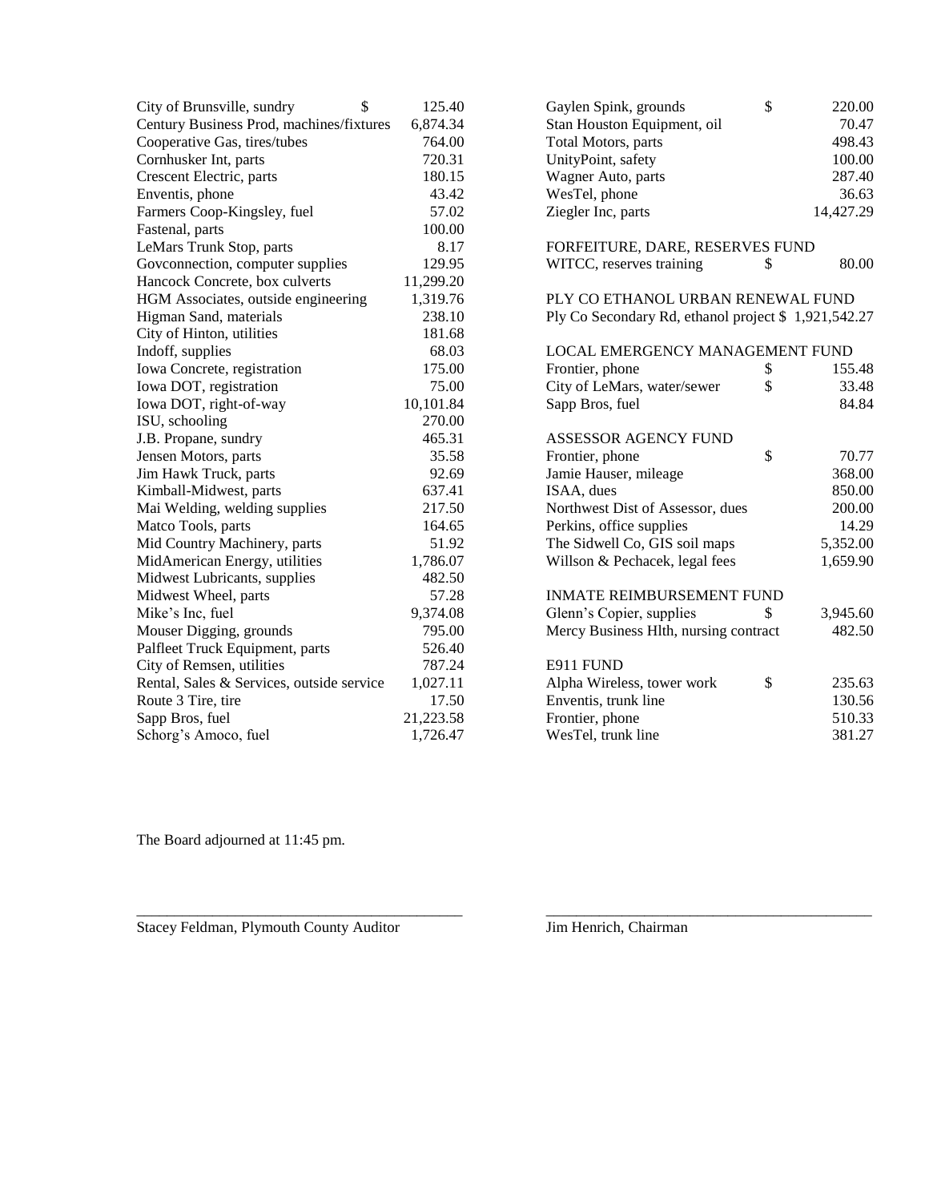| | |
|---|---|
| City of Brunsville, sundry | $ 125.40 |
| Century Business Prod, machines/fixtures | 6,874.34 |
| Cooperative Gas, tires/tubes | 764.00 |
| Cornhusker Int, parts | 720.31 |
| Crescent Electric, parts | 180.15 |
| Enventis, phone | 43.42 |
| Farmers Coop-Kingsley, fuel | 57.02 |
| Fastenal, parts | 100.00 |
| LeMars Trunk Stop, parts | 8.17 |
| Govconnection, computer supplies | 129.95 |
| Hancock Concrete, box culverts | 11,299.20 |
| HGM Associates, outside engineering | 1,319.76 |
| Higman Sand, materials | 238.10 |
| City of Hinton, utilities | 181.68 |
| Indoff, supplies | 68.03 |
| Iowa Concrete, registration | 175.00 |
| Iowa DOT, registration | 75.00 |
| Iowa DOT, right-of-way | 10,101.84 |
| ISU, schooling | 270.00 |
| J.B. Propane, sundry | 465.31 |
| Jensen Motors, parts | 35.58 |
| Jim Hawk Truck, parts | 92.69 |
| Kimball-Midwest, parts | 637.41 |
| Mai Welding, welding supplies | 217.50 |
| Matco Tools, parts | 164.65 |
| Mid Country Machinery, parts | 51.92 |
| MidAmerican Energy, utilities | 1,786.07 |
| Midwest Lubricants, supplies | 482.50 |
| Midwest Wheel, parts | 57.28 |
| Mike's Inc, fuel | 9,374.08 |
| Mouser Digging, grounds | 795.00 |
| Palfleet Truck Equipment, parts | 526.40 |
| City of Remsen, utilities | 787.24 |
| Rental, Sales & Services, outside service | 1,027.11 |
| Route 3 Tire, tire | 17.50 |
| Sapp Bros, fuel | 21,223.58 |
| Schorg's Amoco, fuel | 1,726.47 |
| Gaylen Spink, grounds | $ 220.00 |
| Stan Houston Equipment, oil | 70.47 |
| Total Motors, parts | 498.43 |
| UnityPoint, safety | 100.00 |
| Wagner Auto, parts | 287.40 |
| WesTel, phone | 36.63 |
| Ziegler Inc, parts | 14,427.29 |

FORFEITURE, DARE, RESERVES FUND

| | |
|---|---|
| WITCC, reserves training | $ 80.00 |

PLY CO ETHANOL URBAN RENEWAL FUND

| | |
|---|---|
| Ply Co Secondary Rd, ethanol project | $ 1,921,542.27 |

LOCAL EMERGENCY MANAGEMENT FUND

| | |
|---|---|
| Frontier, phone | $ 155.48 |
| City of LeMars, water/sewer | $ 33.48 |
| Sapp Bros, fuel | 84.84 |

ASSESSOR AGENCY FUND

| | |
|---|---|
| Frontier, phone | $ 70.77 |
| Jamie Hauser, mileage | 368.00 |
| ISAA, dues | 850.00 |
| Northwest Dist of Assessor, dues | 200.00 |
| Perkins, office supplies | 14.29 |
| The Sidwell Co, GIS soil maps | 5,352.00 |
| Willson & Pechacek, legal fees | 1,659.90 |

INMATE REIMBURSEMENT FUND

| | |
|---|---|
| Glenn's Copier, supplies | $ 3,945.60 |
| Mercy Business Hlth, nursing contract | 482.50 |

E911 FUND

| | |
|---|---|
| Alpha Wireless, tower work | $ 235.63 |
| Enventis, trunk line | 130.56 |
| Frontier, phone | 510.33 |
| WesTel, trunk line | 381.27 |

The Board adjourned at 11:45 pm.

\_\_\_\_\_\_\_\_\_\_\_\_\_\_\_\_\_\_\_\_\_\_\_\_\_\_\_\_\_\_\_\_\_\_\_\_\_\_\_\_\_\_
Stacey Feldman, Plymouth County Auditor

\_\_\_\_\_\_\_\_\_\_\_\_\_\_\_\_\_\_\_\_\_\_\_\_\_\_\_\_\_\_\_\_\_\_\_\_\_\_\_\_\_\_
Jim Henrich, Chairman